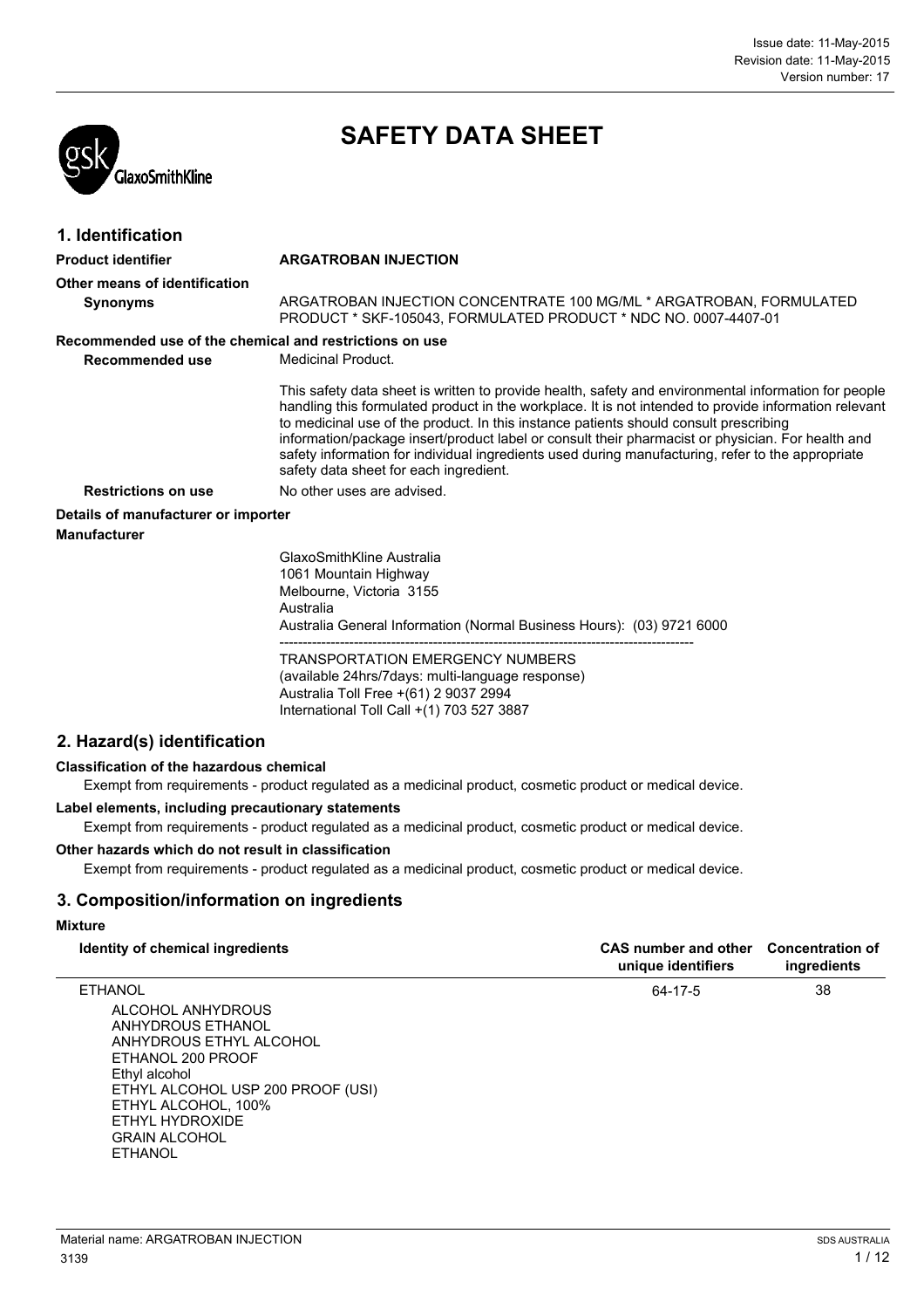Issue date: 11-May-2015
Revision date: 11-May-2015
Version number: 17

# SAFETY DATA SHEET

## 1. Identification

**Product identifier** **ARGATROBAN INJECTION**

**Other means of identification**

**Synonyms** ARGATROBAN INJECTION CONCENTRATE 100 MG/ML * ARGATROBAN, FORMULATED PRODUCT * SKF-105043, FORMULATED PRODUCT * NDC NO. 0007-4407-01

**Recommended use of the chemical and restrictions on use**

**Recommended use** Medicinal Product.

This safety data sheet is written to provide health, safety and environmental information for people handling this formulated product in the workplace. It is not intended to provide information relevant to medicinal use of the product. In this instance patients should consult prescribing information/package insert/product label or consult their pharmacist or physician. For health and safety information for individual ingredients used during manufacturing, refer to the appropriate safety data sheet for each ingredient.

**Restrictions on use** No other uses are advised.

**Details of manufacturer or importer**

**Manufacturer**

GlaxoSmithKline Australia
1061 Mountain Highway
Melbourne, Victoria 3155
Australia
Australia General Information (Normal Business Hours): (03) 9721 6000

---

TRANSPORTATION EMERGENCY NUMBERS
(available 24hrs/7days: multi-language response)
Australia Toll Free +(61) 2 9037 2994
International Toll Call +(1) 703 527 3887

## 2. Hazard(s) identification

**Classification of the hazardous chemical**

Exempt from requirements - product regulated as a medicinal product, cosmetic product or medical device.

**Label elements, including precautionary statements**

Exempt from requirements - product regulated as a medicinal product, cosmetic product or medical device.

**Other hazards which do not result in classification**

Exempt from requirements - product regulated as a medicinal product, cosmetic product or medical device.

## 3. Composition/information on ingredients

**Mixture**

| Identity of chemical ingredients | CAS number and other unique identifiers | Concentration of ingredients |
|---|---|---|
| ETHANOL<br>ALCOHOL ANHYDROUS<br>ANHYDROUS ETHANOL<br>ANHYDROUS ETHYL ALCOHOL<br>ETHANOL 200 PROOF<br>Ethyl alcohol<br>ETHYL ALCOHOL USP 200 PROOF (USI)<br>ETHYL ALCOHOL, 100%<br>ETHYL HYDROXIDE<br>GRAIN ALCOHOL<br>ETHANOL | 64-17-5 | 38 |

Material name: ARGATROBAN INJECTION
3139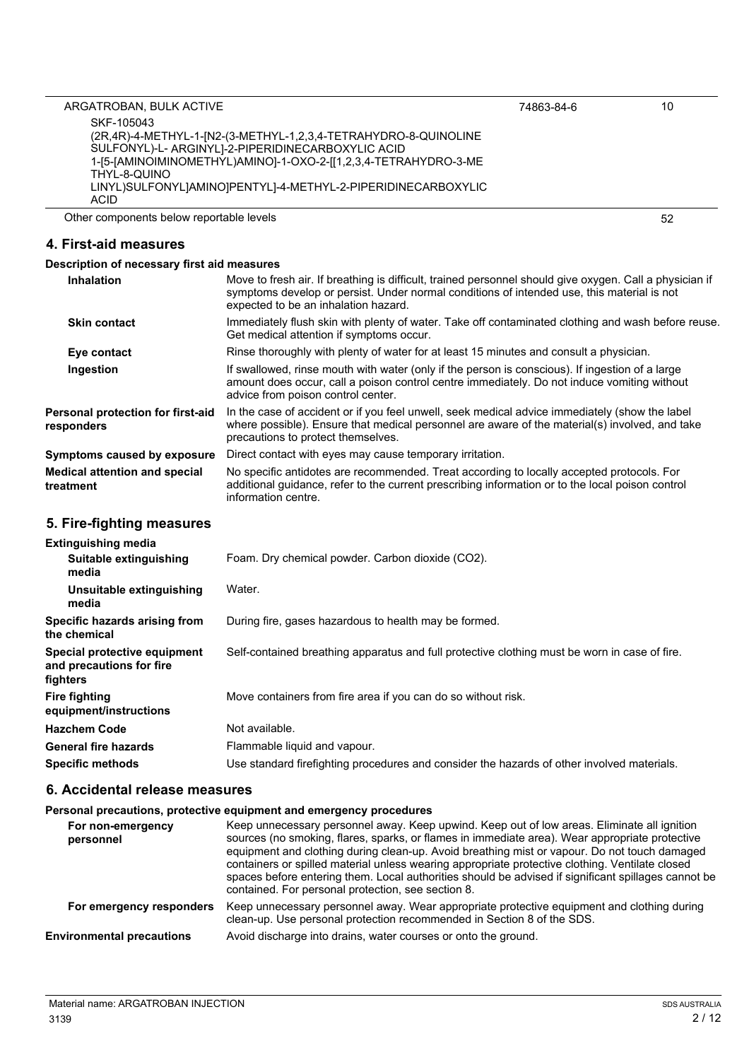| | | |
|---|---|---|
| ARGATROBAN, BULK ACTIVE<br>SKF-105043<br>(2R,4R)-4-METHYL-1-[N2-(3-METHYL-1,2,3,4-TETRAHYDRO-8-QUINOLINE SULFONYL)-L- ARGINYL]-2-PIPERIDINECARBOXYLIC ACID<br>1-[5-[AMINOIMINOMETHYL)AMINO]-1-OXO-2-[[1,2,3,4-TETRAHYDRO-3-METHYL-8-QUINOLINYL)SULFONYL]AMINO]PENTYL]-4-METHYL-2-PIPERIDINECARBOXYLIC ACID | 74863-84-6 | 10 |
| Other components below reportable levels | | 52 |

## 4. First-aid measures

### Description of necessary first aid measures

**Inhalation**
Move to fresh air. If breathing is difficult, trained personnel should give oxygen. Call a physician if symptoms develop or persist. Under normal conditions of intended use, this material is not expected to be an inhalation hazard.

**Skin contact**
Immediately flush skin with plenty of water. Take off contaminated clothing and wash before reuse. Get medical attention if symptoms occur.

**Eye contact**
Rinse thoroughly with plenty of water for at least 15 minutes and consult a physician.

**Ingestion**
If swallowed, rinse mouth with water (only if the person is conscious). If ingestion of a large amount does occur, call a poison control centre immediately. Do not induce vomiting without advice from poison control center.

**Personal protection for first-aid responders**
In the case of accident or if you feel unwell, seek medical advice immediately (show the label where possible). Ensure that medical personnel are aware of the material(s) involved, and take precautions to protect themselves.

**Symptoms caused by exposure**
Direct contact with eyes may cause temporary irritation.

**Medical attention and special treatment**
No specific antidotes are recommended. Treat according to locally accepted protocols. For additional guidance, refer to the current prescribing information or to the local poison control information centre.

## 5. Fire-fighting measures

### Extinguishing media

**Suitable extinguishing media**
Foam. Dry chemical powder. Carbon dioxide ($CO_2$).

**Unsuitable extinguishing media**
Water.

**Specific hazards arising from the chemical**
During fire, gases hazardous to health may be formed.

**Special protective equipment and precautions for fire fighters**
Self-contained breathing apparatus and full protective clothing must be worn in case of fire.

**Fire fighting equipment/instructions**
Move containers from fire area if you can do so without risk.

**Hazchem Code**
Not available.

**General fire hazards**
Flammable liquid and vapour.

**Specific methods**
Use standard firefighting procedures and consider the hazards of other involved materials.

## 6. Accidental release measures

### Personal precautions, protective equipment and emergency procedures

**For non-emergency personnel**
Keep unnecessary personnel away. Keep upwind. Keep out of low areas. Eliminate all ignition sources (no smoking, flares, sparks, or flames in immediate area). Wear appropriate protective equipment and clothing during clean-up. Avoid breathing mist or vapour. Do not touch damaged containers or spilled material unless wearing appropriate protective clothing. Ventilate closed spaces before entering them. Local authorities should be advised if significant spillages cannot be contained. For personal protection, see section 8.

**For emergency responders**
Keep unnecessary personnel away. Wear appropriate protective equipment and clothing during clean-up. Use personal protection recommended in Section 8 of the SDS.

**Environmental precautions**
Avoid discharge into drains, water courses or onto the ground.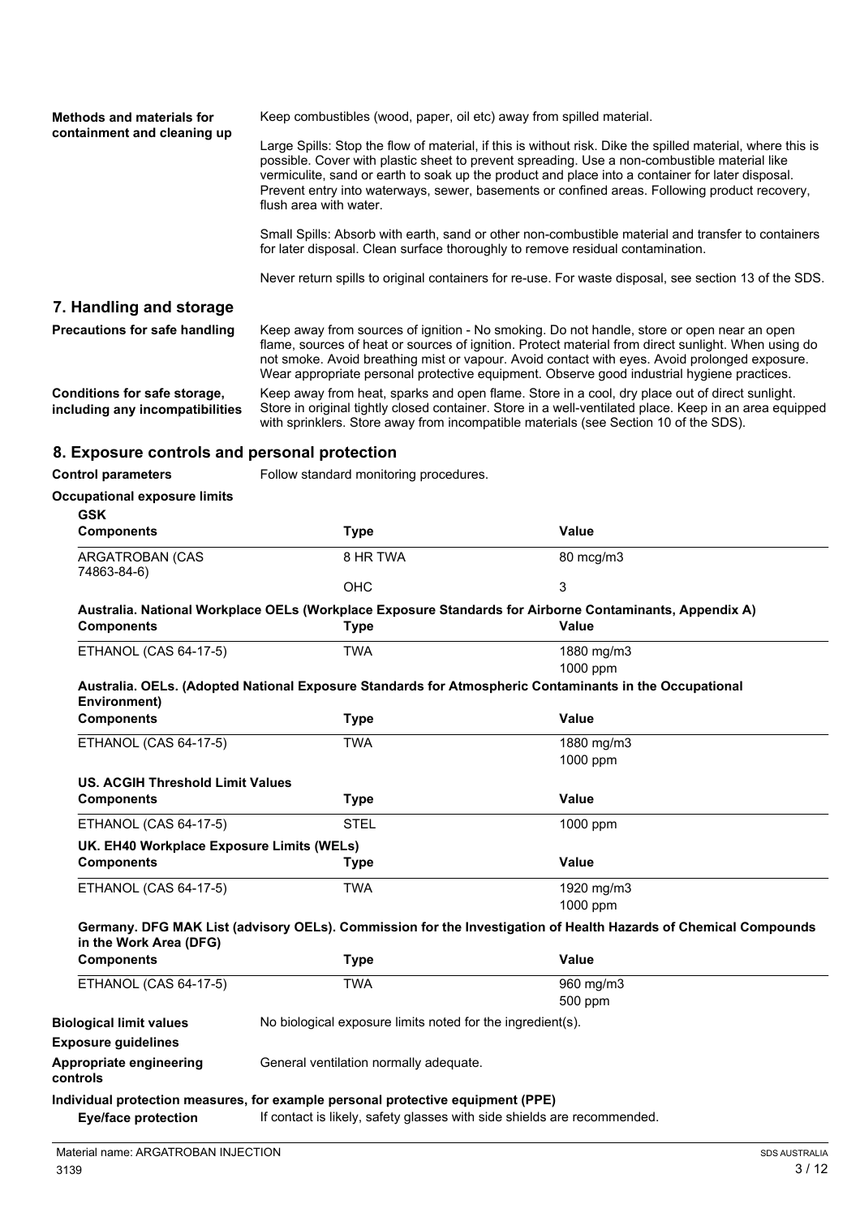**Methods and materials for containment and cleaning up**

Keep combustibles (wood, paper, oil etc) away from spilled material.

Large Spills: Stop the flow of material, if this is without risk. Dike the spilled material, where this is possible. Cover with plastic sheet to prevent spreading. Use a non-combustible material like vermiculite, sand or earth to soak up the product and place into a container for later disposal. Prevent entry into waterways, sewer, basements or confined areas. Following product recovery, flush area with water.

Small Spills: Absorb with earth, sand or other non-combustible material and transfer to containers for later disposal. Clean surface thoroughly to remove residual contamination.

Never return spills to original containers for re-use. For waste disposal, see section 13 of the SDS.

## 7. Handling and storage

**Precautions for safe handling**

Keep away from sources of ignition - No smoking. Do not handle, store or open near an open flame, sources of heat or sources of ignition. Protect material from direct sunlight. When using do not smoke. Avoid breathing mist or vapour. Avoid contact with eyes. Avoid prolonged exposure. Wear appropriate personal protective equipment. Observe good industrial hygiene practices.

**Conditions for safe storage, including any incompatibilities**

Keep away from heat, sparks and open flame. Store in a cool, dry place out of direct sunlight. Store in original tightly closed container. Store in a well-ventilated place. Keep in an area equipped with sprinklers. Store away from incompatible materials (see Section 10 of the SDS).

## 8. Exposure controls and personal protection

**Control parameters** Follow standard monitoring procedures.

**Occupational exposure limits**

**GSK**

| Components | Type | Value |
|---|---|---|
| ARGATROBAN (CAS 74863-84-6) | 8 HR TWA | 80 mcg/m3 |
| | OHC | 3 |

**Australia. National Workplace OELs (Workplace Exposure Standards for Airborne Contaminants, Appendix A)**

| Components | Type | Value |
|---|---|---|
| ETHANOL (CAS 64-17-5) | TWA | 1880 mg/m3 |
| | | 1000 ppm |

**Australia. OELs. (Adopted National Exposure Standards for Atmospheric Contaminants in the Occupational Environment)**

| Components | Type | Value |
|---|---|---|
| ETHANOL (CAS 64-17-5) | TWA | 1880 mg/m3 |
| | | 1000 ppm |

**US. ACGIH Threshold Limit Values**

| Components | Type | Value |
|---|---|---|
| ETHANOL (CAS 64-17-5) | STEL | 1000 ppm |

**UK. EH40 Workplace Exposure Limits (WELs)**

| Components | Type | Value |
|---|---|---|
| ETHANOL (CAS 64-17-5) | TWA | 1920 mg/m3 |
| | | 1000 ppm |

**Germany. DFG MAK List (advisory OELs). Commission for the Investigation of Health Hazards of Chemical Compounds in the Work Area (DFG)**

| Components | Type | Value |
|---|---|---|
| ETHANOL (CAS 64-17-5) | TWA | 960 mg/m3 |
| | | 500 ppm |

**Biological limit values** No biological exposure limits noted for the ingredient(s).

**Exposure guidelines**

**Appropriate engineering controls** General ventilation normally adequate.

**Individual protection measures, for example personal protective equipment (PPE)**

**Eye/face protection** If contact is likely, safety glasses with side shields are recommended.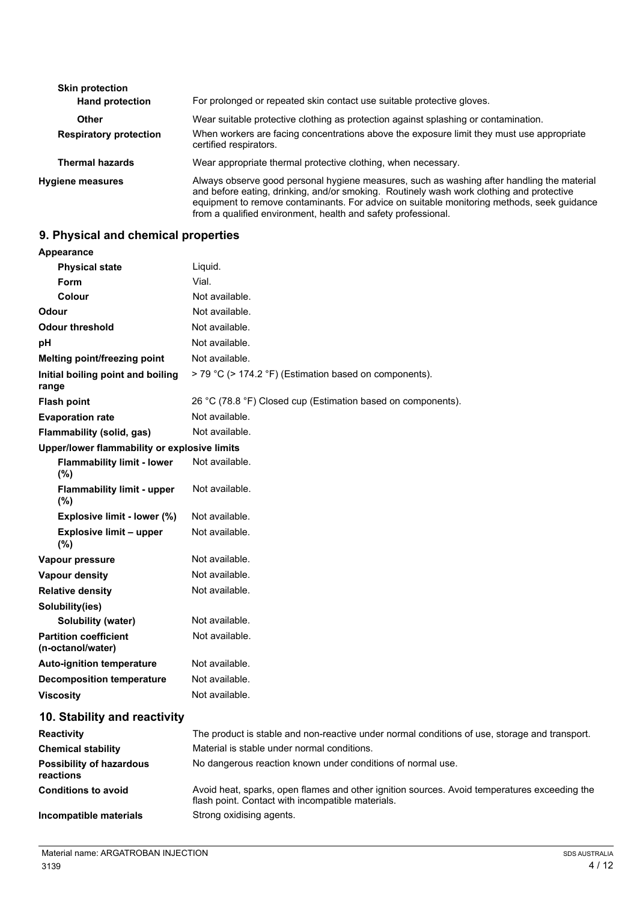| | |
|---|---|
| **Skin protection** | |
| **Hand protection** | For prolonged or repeated skin contact use suitable protective gloves. |
| **Other** | Wear suitable protective clothing as protection against splashing or contamination. |
| **Respiratory protection** | When workers are facing concentrations above the exposure limit they must use appropriate certified respirators. |
| **Thermal hazards** | Wear appropriate thermal protective clothing, when necessary. |
| **Hygiene measures** | Always observe good personal hygiene measures, such as washing after handling the material and before eating, drinking, and/or smoking. Routinely wash work clothing and protective equipment to remove contaminants. For advice on suitable monitoring methods, seek guidance from a qualified environment, health and safety professional. |

## 9. Physical and chemical properties

| | |
|---|---|
| **Appearance** | |
| **Physical state** | Liquid. |
| **Form** | Vial. |
| **Colour** | Not available. |
| **Odour** | Not available. |
| **Odour threshold** | Not available. |
| **pH** | Not available. |
| **Melting point/freezing point** | Not available. |
| **Initial boiling point and boiling range** | > 79 °C (> 174.2 °F) (Estimation based on components). |
| **Flash point** | 26 °C (78.8 °F) Closed cup (Estimation based on components). |
| **Evaporation rate** | Not available. |
| **Flammability (solid, gas)** | Not available. |
| **Upper/lower flammability or explosive limits** | |
| **Flammability limit - lower (%)** | Not available. |
| **Flammability limit - upper (%)** | Not available. |
| **Explosive limit - lower (%)** | Not available. |
| **Explosive limit – upper (%)** | Not available. |
| **Vapour pressure** | Not available. |
| **Vapour density** | Not available. |
| **Relative density** | Not available. |
| **Solubility(ies)** | |
| **Solubility (water)** | Not available. |
| **Partition coefficient (n-octanol/water)** | Not available. |
| **Auto-ignition temperature** | Not available. |
| **Decomposition temperature** | Not available. |
| **Viscosity** | Not available. |

## 10. Stability and reactivity

| | |
|---|---|
| **Reactivity** | The product is stable and non-reactive under normal conditions of use, storage and transport. |
| **Chemical stability** | Material is stable under normal conditions. |
| **Possibility of hazardous reactions** | No dangerous reaction known under conditions of normal use. |
| **Conditions to avoid** | Avoid heat, sparks, open flames and other ignition sources. Avoid temperatures exceeding the flash point. Contact with incompatible materials. |
| **Incompatible materials** | Strong oxidising agents. |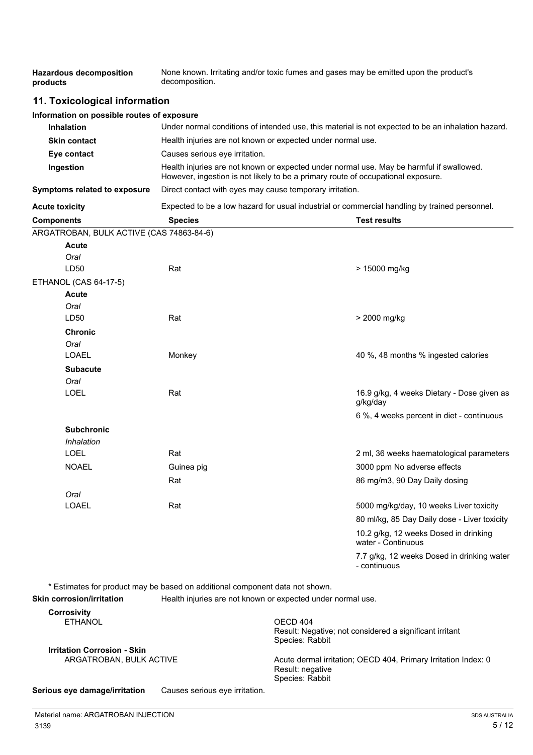**Hazardous decomposition products** None known. Irritating and/or toxic fumes and gases may be emitted upon the product's decomposition.

## 11. Toxicological information

**Information on possible routes of exposure**

**Inhalation** Under normal conditions of intended use, this material is not expected to be an inhalation hazard.

**Skin contact** Health injuries are not known or expected under normal use.

**Eye contact** Causes serious eye irritation.

**Ingestion** Health injuries are not known or expected under normal use. May be harmful if swallowed. However, ingestion is not likely to be a primary route of occupational exposure.

**Symptoms related to exposure** Direct contact with eyes may cause temporary irritation.

**Acute toxicity** Expected to be a low hazard for usual industrial or commercial handling by trained personnel.

| Components | Species | Test results |
|---|---|---|
| ARGATROBAN, BULK ACTIVE (CAS 74863-84-6) | | |
| **Acute** | | |
| *Oral* | | |
| LD50 | Rat | > 15000 mg/kg |
| ETHANOL (CAS 64-17-5) | | |
| **Acute** | | |
| *Oral* | | |
| LD50 | Rat | > 2000 mg/kg |
| **Chronic** | | |
| *Oral* | | |
| LOAEL | Monkey | 40 %, 48 months % ingested calories |
| **Subacute** | | |
| *Oral* | | |
| LOEL | Rat | 16.9 g/kg, 4 weeks Dietary - Dose given as g/kg/day |
| | | 6 %, 4 weeks percent in diet - continuous |
| **Subchronic** | | |
| *Inhalation* | | |
| LOEL | Rat | 2 ml, 36 weeks haematological parameters |
| NOAEL | Guinea pig | 3000 ppm No adverse effects |
| | Rat | 86 mg/m3, 90 Day Daily dosing |
| *Oral* | | |
| LOAEL | Rat | 5000 mg/kg/day, 10 weeks Liver toxicity |
| | | 80 ml/kg, 85 Day Daily dose - Liver toxicity |
| | | 10.2 g/kg, 12 weeks Dosed in drinking water - Continuous |
| | | 7.7 g/kg, 12 weeks Dosed in drinking water - continuous |

\* Estimates for product may be based on additional component data not shown.

**Skin corrosion/irritation** Health injuries are not known or expected under normal use.

**Corrosivity**

ETHANOL — OECD 404
Result: Negative; not considered a significant irritant
Species: Rabbit

**Irritation Corrosion - Skin**

ARGATROBAN, BULK ACTIVE — Acute dermal irritation; OECD 404, Primary Irritation Index: 0
Result: negative
Species: Rabbit

**Serious eye damage/irritation** Causes serious eye irritation.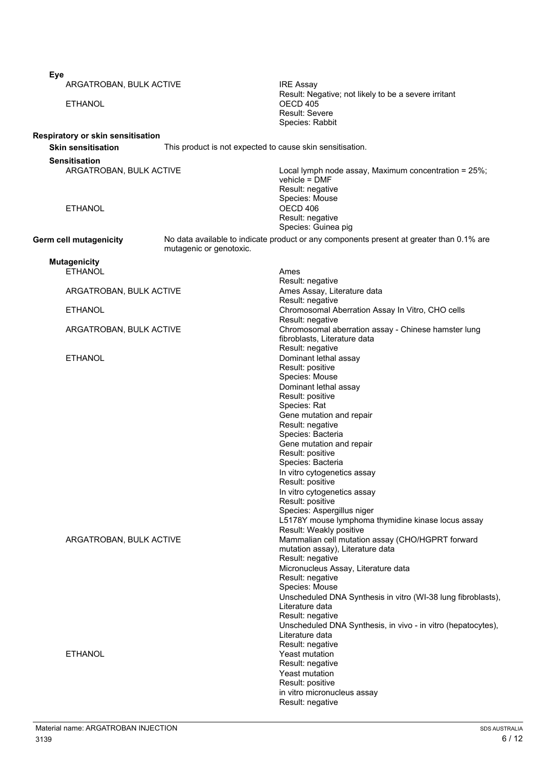**Eye**

| | |
|---|---|
| ARGATROBAN, BULK ACTIVE | IRE Assay<br>Result: Negative; not likely to be a severe irritant |
| ETHANOL | OECD 405<br>Result: Severe<br>Species: Rabbit |

**Respiratory or skin sensitisation**

**Skin sensitisation** This product is not expected to cause skin sensitisation.

**Sensitisation**

| | |
|---|---|
| ARGATROBAN, BULK ACTIVE | Local lymph node assay, Maximum concentration = 25%; vehicle = DMF<br>Result: negative<br>Species: Mouse |
| ETHANOL | OECD 406<br>Result: negative<br>Species: Guinea pig |

**Germ cell mutagenicity** No data available to indicate product or any components present at greater than 0.1% are mutagenic or genotoxic.

**Mutagenicity**

| | |
|---|---|
| ETHANOL | Ames<br>Result: negative |
| ARGATROBAN, BULK ACTIVE | Ames Assay, Literature data<br>Result: negative |
| ETHANOL | Chromosomal Aberration Assay In Vitro, CHO cells<br>Result: negative |
| ARGATROBAN, BULK ACTIVE | Chromosomal aberration assay - Chinese hamster lung fibroblasts, Literature data<br>Result: negative |
| ETHANOL | Dominant lethal assay<br>Result: positive<br>Species: Mouse<br>Dominant lethal assay<br>Result: positive<br>Species: Rat<br>Gene mutation and repair<br>Result: negative<br>Species: Bacteria<br>Gene mutation and repair<br>Result: positive<br>Species: Bacteria<br>In vitro cytogenetics assay<br>Result: positive<br>In vitro cytogenetics assay<br>Result: positive<br>Species: Aspergillus niger<br>L5178Y mouse lymphoma thymidine kinase locus assay<br>Result: Weakly positive |
| ARGATROBAN, BULK ACTIVE | Mammalian cell mutation assay (CHO/HGPRT forward mutation assay), Literature data<br>Result: negative<br>Micronucleus Assay, Literature data<br>Result: negative<br>Species: Mouse<br>Unscheduled DNA Synthesis in vitro (WI-38 lung fibroblasts), Literature data<br>Result: negative<br>Unscheduled DNA Synthesis, in vivo - in vitro (hepatocytes), Literature data<br>Result: negative |
| ETHANOL | Yeast mutation<br>Result: negative<br>Yeast mutation<br>Result: positive<br>in vitro micronucleus assay<br>Result: negative |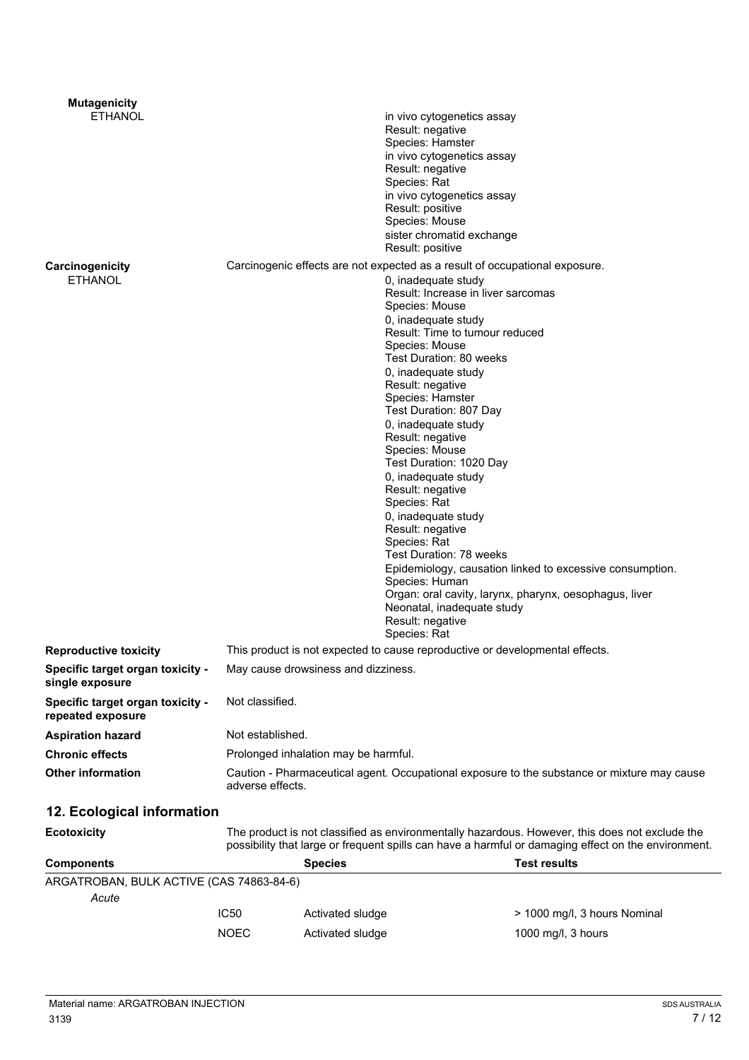**Mutagenicity**

ETHANOL

in vivo cytogenetics assay
Result: negative
Species: Hamster
in vivo cytogenetics assay
Result: negative
Species: Rat
in vivo cytogenetics assay
Result: positive
Species: Mouse
sister chromatid exchange
Result: positive

**Carcinogenicity**

Carcinogenic effects are not expected as a result of occupational exposure.

ETHANOL

0, inadequate study
Result: Increase in liver sarcomas
Species: Mouse
0, inadequate study
Result: Time to tumour reduced
Species: Mouse
Test Duration: 80 weeks
0, inadequate study
Result: negative
Species: Hamster
Test Duration: 807 Day
0, inadequate study
Result: negative
Species: Mouse
Test Duration: 1020 Day
0, inadequate study
Result: negative
Species: Rat
0, inadequate study
Result: negative
Species: Rat
Test Duration: 78 weeks
Epidemiology, causation linked to excessive consumption.
Species: Human
Organ: oral cavity, larynx, pharynx, oesophagus, liver
Neonatal, inadequate study
Result: negative
Species: Rat

**Reproductive toxicity**
This product is not expected to cause reproductive or developmental effects.

**Specific target organ toxicity - single exposure**
May cause drowsiness and dizziness.

**Specific target organ toxicity - repeated exposure**
Not classified.

**Aspiration hazard**
Not established.

**Chronic effects**
Prolonged inhalation may be harmful.

**Other information**
Caution - Pharmaceutical agent. Occupational exposure to the substance or mixture may cause adverse effects.

## 12. Ecological information

**Ecotoxicity**
The product is not classified as environmentally hazardous. However, this does not exclude the possibility that large or frequent spills can have a harmful or damaging effect on the environment.

| Components | | Species | Test results |
|---|---|---|---|
| ARGATROBAN, BULK ACTIVE (CAS 74863-84-6) | | | |
| *Acute* | | | |
| | IC50 | Activated sludge | > 1000 mg/l, 3 hours Nominal |
| | NOEC | Activated sludge | 1000 mg/l, 3 hours |

Material name: ARGATROBAN INJECTION
3139
SDS AUSTRALIA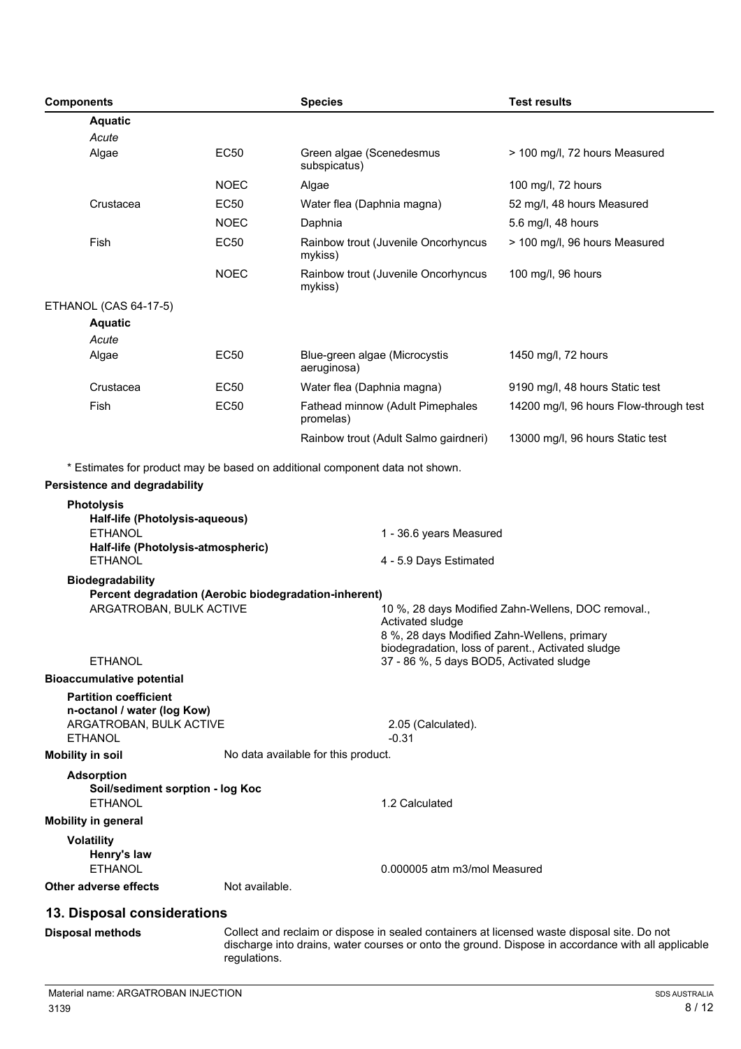| Components | | Species | Test results |
|---|---|---|---|
| **Aquatic** | | | |
| *Acute* | | | |
| Algae | EC50 | Green algae (Scenedesmus subspicatus) | > 100 mg/l, 72 hours Measured |
| | NOEC | Algae | 100 mg/l, 72 hours |
| Crustacea | EC50 | Water flea (Daphnia magna) | 52 mg/l, 48 hours Measured |
| | NOEC | Daphnia | 5.6 mg/l, 48 hours |
| Fish | EC50 | Rainbow trout (Juvenile Oncorhyncus mykiss) | > 100 mg/l, 96 hours Measured |
| | NOEC | Rainbow trout (Juvenile Oncorhyncus mykiss) | 100 mg/l, 96 hours |
| ETHANOL (CAS 64-17-5) | | | |
| **Aquatic** | | | |
| *Acute* | | | |
| Algae | EC50 | Blue-green algae (Microcystis aeruginosa) | 1450 mg/l, 72 hours |
| Crustacea | EC50 | Water flea (Daphnia magna) | 9190 mg/l, 48 hours Static test |
| Fish | EC50 | Fathead minnow (Adult Pimephales promelas) | 14200 mg/l, 96 hours Flow-through test |
| | | Rainbow trout (Adult Salmo gairdneri) | 13000 mg/l, 96 hours Static test |

\* Estimates for product may be based on additional component data not shown.

**Persistence and degradability**

**Photolysis**

**Half-life (Photolysis-aqueous)**

ETHANOL — 1 - 36.6 years Measured

**Half-life (Photolysis-atmospheric)**

ETHANOL — 4 - 5.9 Days Estimated

**Biodegradability**

**Percent degradation (Aerobic biodegradation-inherent)**

ARGATROBAN, BULK ACTIVE — 10 %, 28 days Modified Zahn-Wellens, DOC removal., Activated sludge
8 %, 28 days Modified Zahn-Wellens, primary biodegradation, loss of parent., Activated sludge

ETHANOL — 37 - 86 %, 5 days BOD5, Activated sludge

**Bioaccumulative potential**

**Partition coefficient n-octanol / water (log Kow)**

ARGATROBAN, BULK ACTIVE — 2.05 (Calculated).

ETHANOL — -0.31

**Mobility in soil** — No data available for this product.

**Adsorption**

**Soil/sediment sorption - log Koc**

ETHANOL — 1.2 Calculated

**Mobility in general**

**Volatility**

**Henry's law**

ETHANOL — 0.000005 atm m3/mol Measured

**Other adverse effects** — Not available.

## 13. Disposal considerations

**Disposal methods** — Collect and reclaim or dispose in sealed containers at licensed waste disposal site. Do not discharge into drains, water courses or onto the ground. Dispose in accordance with all applicable regulations.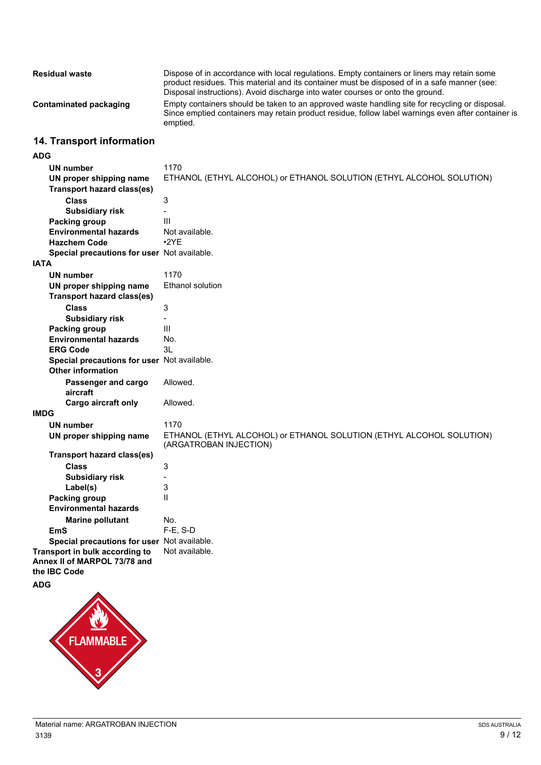**Residual waste**
Dispose of in accordance with local regulations. Empty containers or liners may retain some product residues. This material and its container must be disposed of in a safe manner (see: Disposal instructions). Avoid discharge into water courses or onto the ground.

**Contaminated packaging**
Empty containers should be taken to an approved waste handling site for recycling or disposal. Since emptied containers may retain product residue, follow label warnings even after container is emptied.

## 14. Transport information

**ADG**

| | |
|---|---|
| **UN number** | 1170 |
| **UN proper shipping name** | ETHANOL (ETHYL ALCOHOL) or ETHANOL SOLUTION (ETHYL ALCOHOL SOLUTION) |
| **Transport hazard class(es)** | |
| **Class** | 3 |
| **Subsidiary risk** | - |
| **Packing group** | III |
| **Environmental hazards** | Not available. |
| **Hazchem Code** | •2YE |
| **Special precautions for user** | Not available. |

**IATA**

| | |
|---|---|
| **UN number** | 1170 |
| **UN proper shipping name** | Ethanol solution |
| **Transport hazard class(es)** | |
| **Class** | 3 |
| **Subsidiary risk** | - |
| **Packing group** | III |
| **Environmental hazards** | No. |
| **ERG Code** | 3L |
| **Special precautions for user** | Not available. |
| **Other information** | |
| **Passenger and cargo aircraft** | Allowed. |
| **Cargo aircraft only** | Allowed. |

**IMDG**

| | |
|---|---|
| **UN number** | 1170 |
| **UN proper shipping name** | ETHANOL (ETHYL ALCOHOL) or ETHANOL SOLUTION (ETHYL ALCOHOL SOLUTION) (ARGATROBAN INJECTION) |
| **Transport hazard class(es)** | |
| **Class** | 3 |
| **Subsidiary risk** | - |
| **Label(s)** | 3 |
| **Packing group** | II |
| **Environmental hazards** | |
| **Marine pollutant** | No. |
| **EmS** | F-E, S-D |
| **Special precautions for user** | Not available. |

**Transport in bulk according to Annex II of MARPOL 73/78 and the IBC Code**
Not available.

**ADG**

Material name: ARGATROBAN INJECTION

3139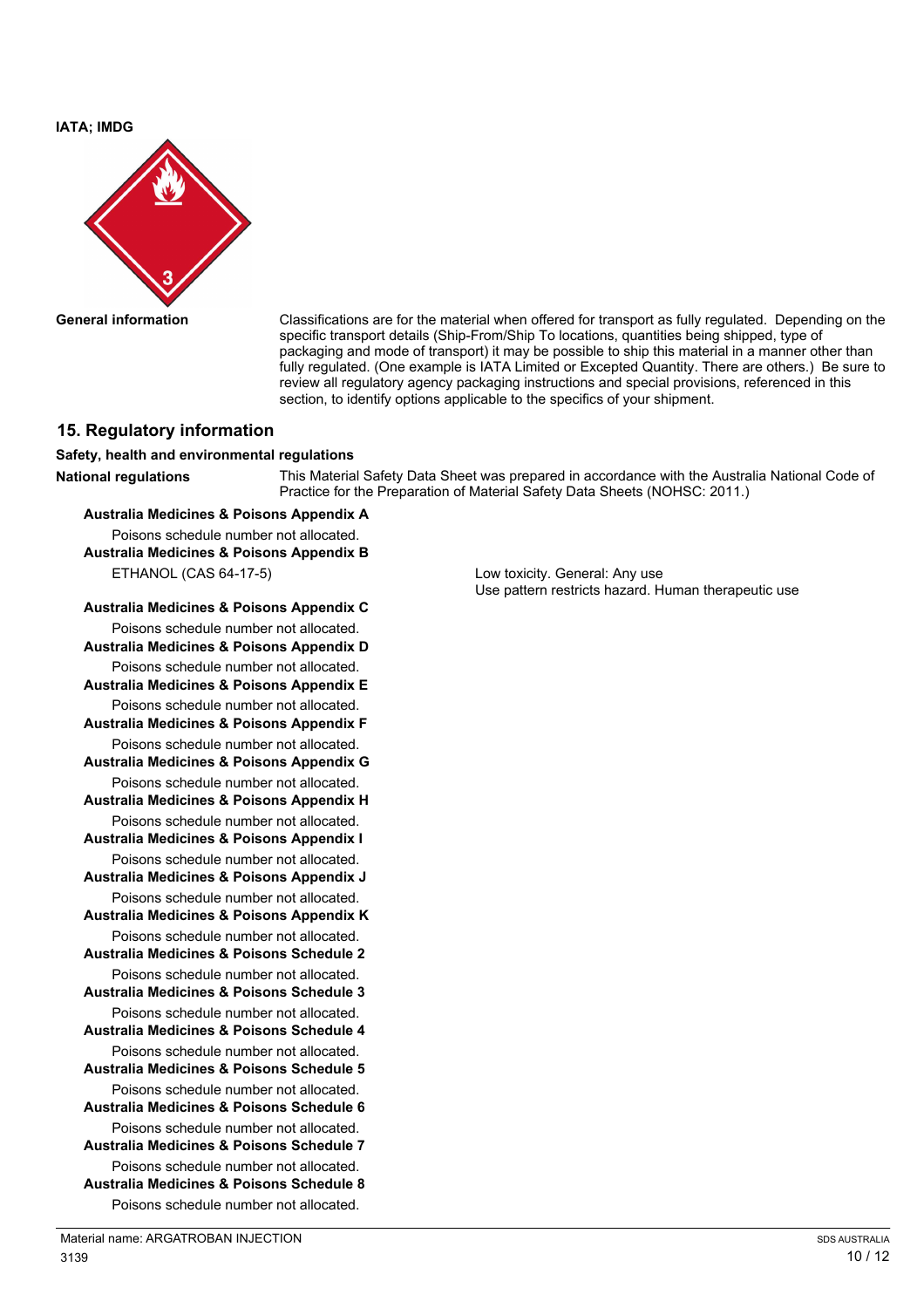**IATA; IMDG**

**General information** Classifications are for the material when offered for transport as fully regulated. Depending on the specific transport details (Ship-From/Ship To locations, quantities being shipped, type of packaging and mode of transport) it may be possible to ship this material in a manner other than fully regulated. (One example is IATA Limited or Excepted Quantity. There are others.) Be sure to review all regulatory agency packaging instructions and special provisions, referenced in this section, to identify options applicable to the specifics of your shipment.

## 15. Regulatory information

**Safety, health and environmental regulations**

**National regulations** This Material Safety Data Sheet was prepared in accordance with the Australia National Code of Practice for the Preparation of Material Safety Data Sheets (NOHSC: 2011.)

**Australia Medicines & Poisons Appendix A**

Poisons schedule number not allocated.

**Australia Medicines & Poisons Appendix B**

ETHANOL (CAS 64-17-5) Low toxicity. General: Any use
Use pattern restricts hazard. Human therapeutic use

**Australia Medicines & Poisons Appendix C**

Poisons schedule number not allocated.

**Australia Medicines & Poisons Appendix D**

Poisons schedule number not allocated.

**Australia Medicines & Poisons Appendix E**

Poisons schedule number not allocated.

**Australia Medicines & Poisons Appendix F**

Poisons schedule number not allocated.

**Australia Medicines & Poisons Appendix G**

Poisons schedule number not allocated.

**Australia Medicines & Poisons Appendix H**

Poisons schedule number not allocated.

**Australia Medicines & Poisons Appendix I**

Poisons schedule number not allocated.

**Australia Medicines & Poisons Appendix J**

Poisons schedule number not allocated.

**Australia Medicines & Poisons Appendix K**

Poisons schedule number not allocated.

**Australia Medicines & Poisons Schedule 2**

Poisons schedule number not allocated.

**Australia Medicines & Poisons Schedule 3**

Poisons schedule number not allocated.

**Australia Medicines & Poisons Schedule 4**

Poisons schedule number not allocated.

**Australia Medicines & Poisons Schedule 5**

Poisons schedule number not allocated.

**Australia Medicines & Poisons Schedule 6**

Poisons schedule number not allocated.

**Australia Medicines & Poisons Schedule 7**

Poisons schedule number not allocated.

**Australia Medicines & Poisons Schedule 8**

Poisons schedule number not allocated.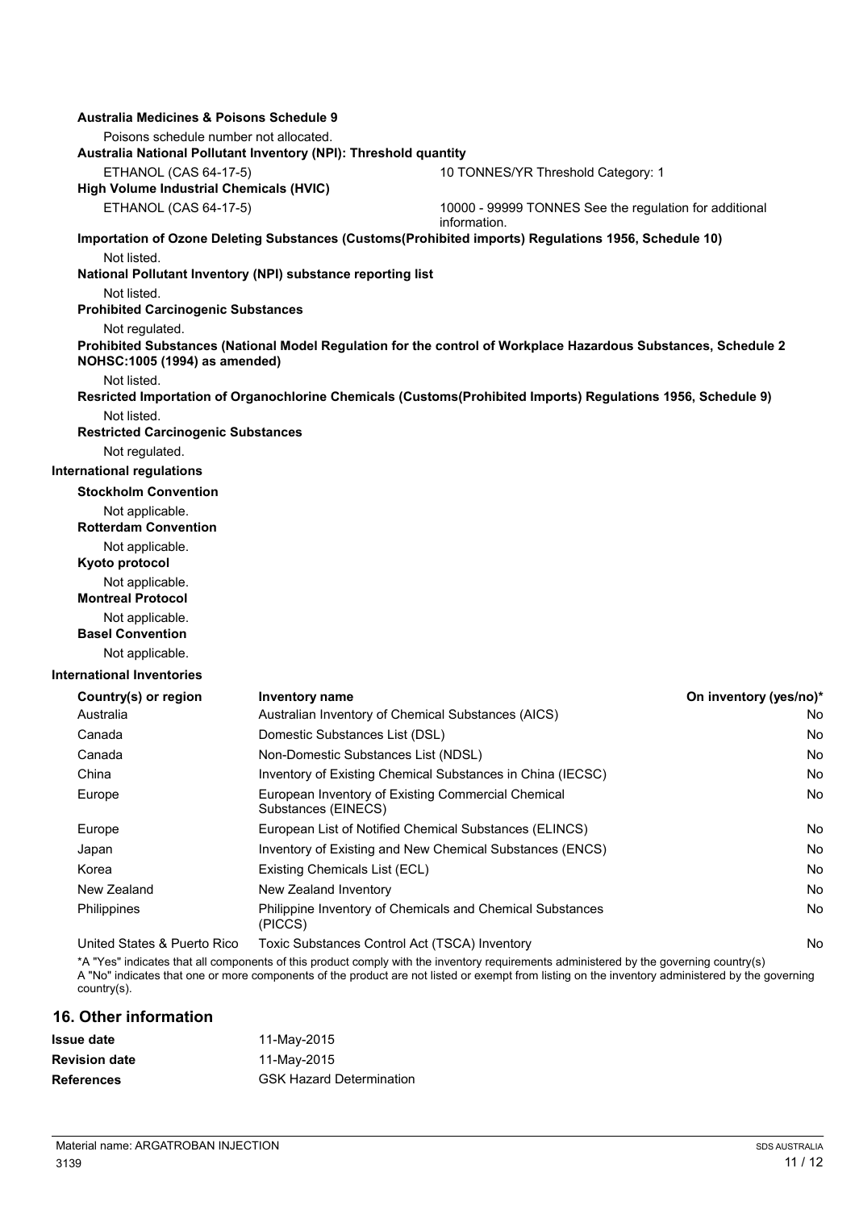**Australia Medicines & Poisons Schedule 9**

Poisons schedule number not allocated.

**Australia National Pollutant Inventory (NPI): Threshold quantity**

ETHANOL (CAS 64-17-5) — 10 TONNES/YR Threshold Category: 1

**High Volume Industrial Chemicals (HVIC)**

ETHANOL (CAS 64-17-5) — 10000 - 99999 TONNES See the regulation for additional information.

**Importation of Ozone Deleting Substances (Customs(Prohibited imports) Regulations 1956, Schedule 10)**

Not listed.

**National Pollutant Inventory (NPI) substance reporting list**

Not listed.

**Prohibited Carcinogenic Substances**

Not regulated.

**Prohibited Substances (National Model Regulation for the control of Workplace Hazardous Substances, Schedule 2 NOHSC:1005 (1994) as amended)**

Not listed.

**Resricted Importation of Organochlorine Chemicals (Customs(Prohibited Imports) Regulations 1956, Schedule 9)**

Not listed.

**Restricted Carcinogenic Substances**

Not regulated.

**International regulations**

**Stockholm Convention**

Not applicable.

**Rotterdam Convention**

Not applicable.

**Kyoto protocol**

Not applicable.

**Montreal Protocol**

Not applicable.

**Basel Convention**

Not applicable.

**International Inventories**

| Country(s) or region | Inventory name | On inventory (yes/no)* |
|---|---|---|
| Australia | Australian Inventory of Chemical Substances (AICS) | No |
| Canada | Domestic Substances List (DSL) | No |
| Canada | Non-Domestic Substances List (NDSL) | No |
| China | Inventory of Existing Chemical Substances in China (IECSC) | No |
| Europe | European Inventory of Existing Commercial Chemical Substances (EINECS) | No |
| Europe | European List of Notified Chemical Substances (ELINCS) | No |
| Japan | Inventory of Existing and New Chemical Substances (ENCS) | No |
| Korea | Existing Chemicals List (ECL) | No |
| New Zealand | New Zealand Inventory | No |
| Philippines | Philippine Inventory of Chemicals and Chemical Substances (PICCS) | No |
| United States & Puerto Rico | Toxic Substances Control Act (TSCA) Inventory | No |

*A "Yes" indicates that all components of this product comply with the inventory requirements administered by the governing country(s)
A "No" indicates that one or more components of the product are not listed or exempt from listing on the inventory administered by the governing country(s).

## 16. Other information

| | |
|---|---|
| **Issue date** | 11-May-2015 |
| **Revision date** | 11-May-2015 |
| **References** | GSK Hazard Determination |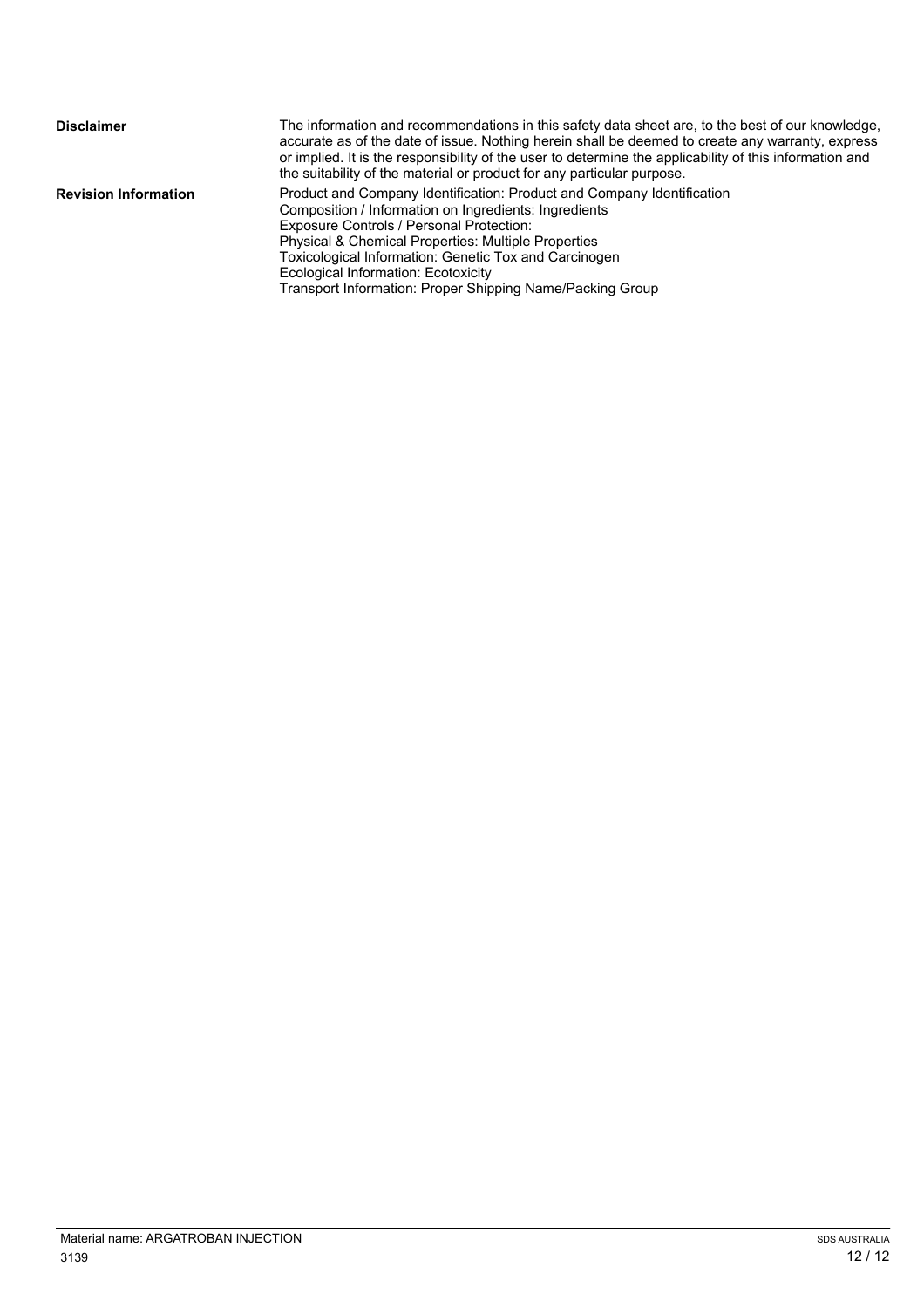**Disclaimer**

The information and recommendations in this safety data sheet are, to the best of our knowledge, accurate as of the date of issue. Nothing herein shall be deemed to create any warranty, express or implied. It is the responsibility of the user to determine the applicability of this information and the suitability of the material or product for any particular purpose.

**Revision Information**

Product and Company Identification: Product and Company Identification
Composition / Information on Ingredients: Ingredients
Exposure Controls / Personal Protection:
Physical & Chemical Properties: Multiple Properties
Toxicological Information: Genetic Tox and Carcinogen
Ecological Information: Ecotoxicity
Transport Information: Proper Shipping Name/Packing Group